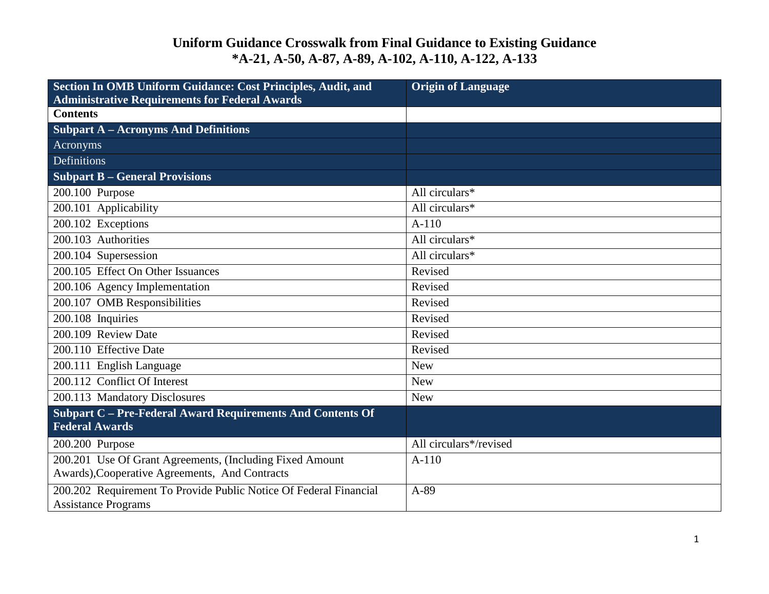# Uniform Guidance Crosswalk from Final Guidance to Existing Guidance
## *A-21, A-50, A-87, A-89, A-102, A-110, A-122, A-133

| Section In OMB Uniform Guidance: Cost Principles, Audit, and Administrative Requirements for Federal Awards | Origin of Language |
|---|---|
| **Contents** | |
| **Subpart A – Acronyms And Definitions** | |
| Acronyms | |
| Definitions | |
| **Subpart B – General Provisions** | |
| 200.100 Purpose | All circulars* |
| 200.101 Applicability | All circulars* |
| 200.102 Exceptions | A-110 |
| 200.103 Authorities | All circulars* |
| 200.104 Supersession | All circulars* |
| 200.105 Effect On Other Issuances | Revised |
| 200.106 Agency Implementation | Revised |
| 200.107 OMB Responsibilities | Revised |
| 200.108 Inquiries | Revised |
| 200.109 Review Date | Revised |
| 200.110 Effective Date | Revised |
| 200.111 English Language | New |
| 200.112 Conflict Of Interest | New |
| 200.113 Mandatory Disclosures | New |
| **Subpart C – Pre-Federal Award Requirements And Contents Of Federal Awards** | |
| 200.200 Purpose | All circulars*/revised |
| 200.201 Use Of Grant Agreements, (Including Fixed Amount Awards),Cooperative Agreements, And Contracts | A-110 |
| 200.202 Requirement To Provide Public Notice Of Federal Financial Assistance Programs | A-89 |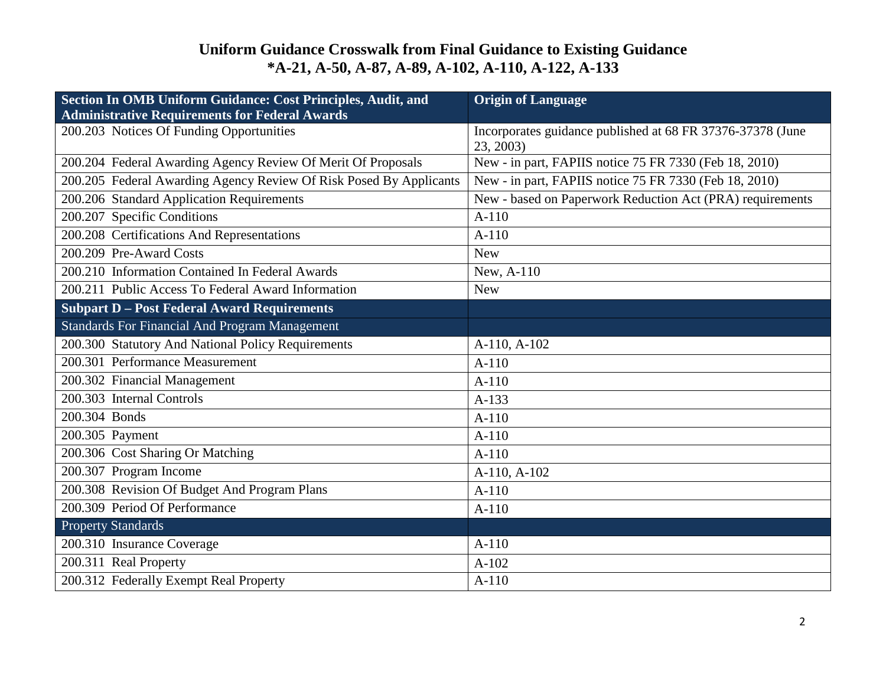# Uniform Guidance Crosswalk from Final Guidance to Existing Guidance
## *A-21, A-50, A-87, A-89, A-102, A-110, A-122, A-133

| Section In OMB Uniform Guidance: Cost Principles, Audit, and Administrative Requirements for Federal Awards | Origin of Language |
|---|---|
| 200.203 Notices Of Funding Opportunities | Incorporates guidance published at 68 FR 37376-37378 (June 23, 2003) |
| 200.204 Federal Awarding Agency Review Of Merit Of Proposals | New - in part, FAPIIS notice 75 FR 7330 (Feb 18, 2010) |
| 200.205 Federal Awarding Agency Review Of Risk Posed By Applicants | New - in part, FAPIIS notice 75 FR 7330 (Feb 18, 2010) |
| 200.206 Standard Application Requirements | New - based on Paperwork Reduction Act (PRA) requirements |
| 200.207 Specific Conditions | A-110 |
| 200.208 Certifications And Representations | A-110 |
| 200.209 Pre-Award Costs | New |
| 200.210 Information Contained In Federal Awards | New, A-110 |
| 200.211 Public Access To Federal Award Information | New |
| **Subpart D – Post Federal Award Requirements** | |
| Standards For Financial And Program Management | |
| 200.300 Statutory And National Policy Requirements | A-110, A-102 |
| 200.301 Performance Measurement | A-110 |
| 200.302 Financial Management | A-110 |
| 200.303 Internal Controls | A-133 |
| 200.304 Bonds | A-110 |
| 200.305 Payment | A-110 |
| 200.306 Cost Sharing Or Matching | A-110 |
| 200.307 Program Income | A-110, A-102 |
| 200.308 Revision Of Budget And Program Plans | A-110 |
| 200.309 Period Of Performance | A-110 |
| Property Standards | |
| 200.310 Insurance Coverage | A-110 |
| 200.311 Real Property | A-102 |
| 200.312 Federally Exempt Real Property | A-110 |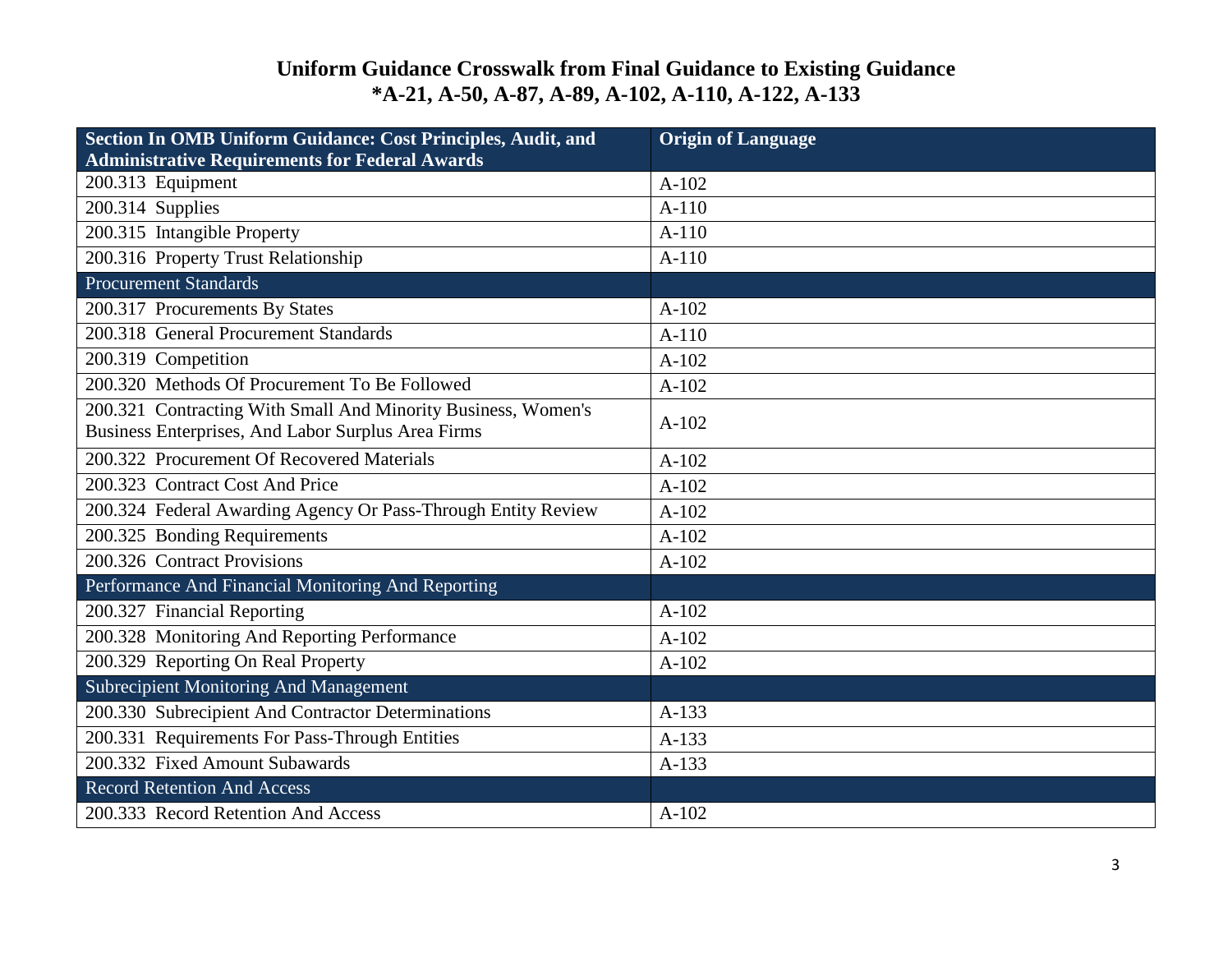# Uniform Guidance Crosswalk from Final Guidance to Existing Guidance
## *A-21, A-50, A-87, A-89, A-102, A-110, A-122, A-133

| Section In OMB Uniform Guidance: Cost Principles, Audit, and Administrative Requirements for Federal Awards | Origin of Language |
|---|---|
| 200.313 Equipment | A-102 |
| 200.314 Supplies | A-110 |
| 200.315 Intangible Property | A-110 |
| 200.316 Property Trust Relationship | A-110 |
| Procurement Standards | |
| 200.317 Procurements By States | A-102 |
| 200.318 General Procurement Standards | A-110 |
| 200.319 Competition | A-102 |
| 200.320 Methods Of Procurement To Be Followed | A-102 |
| 200.321 Contracting With Small And Minority Business, Women's Business Enterprises, And Labor Surplus Area Firms | A-102 |
| 200.322 Procurement Of Recovered Materials | A-102 |
| 200.323 Contract Cost And Price | A-102 |
| 200.324 Federal Awarding Agency Or Pass-Through Entity Review | A-102 |
| 200.325 Bonding Requirements | A-102 |
| 200.326 Contract Provisions | A-102 |
| Performance And Financial Monitoring And Reporting | |
| 200.327 Financial Reporting | A-102 |
| 200.328 Monitoring And Reporting Performance | A-102 |
| 200.329 Reporting On Real Property | A-102 |
| Subrecipient Monitoring And Management | |
| 200.330 Subrecipient And Contractor Determinations | A-133 |
| 200.331 Requirements For Pass-Through Entities | A-133 |
| 200.332 Fixed Amount Subawards | A-133 |
| Record Retention And Access | |
| 200.333 Record Retention And Access | A-102 |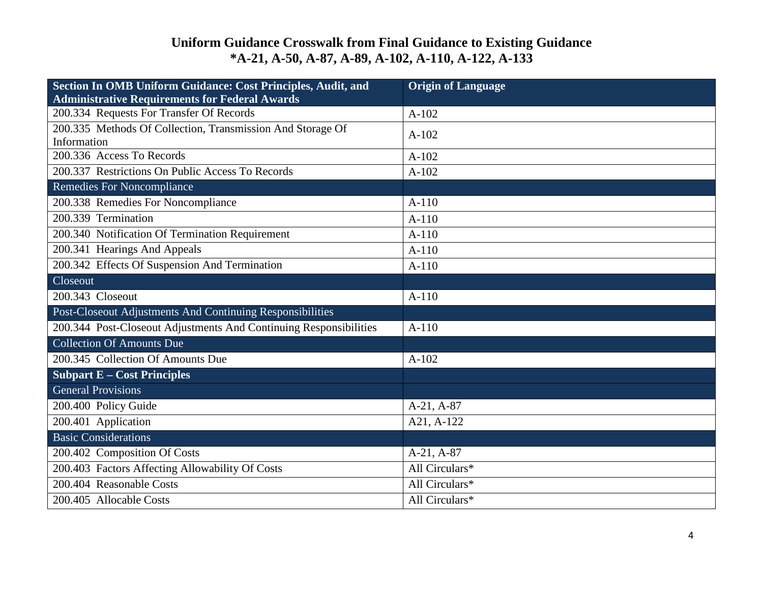# Uniform Guidance Crosswalk from Final Guidance to Existing Guidance
## *A-21, A-50, A-87, A-89, A-102, A-110, A-122, A-133

| Section In OMB Uniform Guidance: Cost Principles, Audit, and Administrative Requirements for Federal Awards | Origin of Language |
|---|---|
| 200.334 Requests For Transfer Of Records | A-102 |
| 200.335 Methods Of Collection, Transmission And Storage Of Information | A-102 |
| 200.336 Access To Records | A-102 |
| 200.337 Restrictions On Public Access To Records | A-102 |
| Remedies For Noncompliance | |
| 200.338 Remedies For Noncompliance | A-110 |
| 200.339 Termination | A-110 |
| 200.340 Notification Of Termination Requirement | A-110 |
| 200.341 Hearings And Appeals | A-110 |
| 200.342 Effects Of Suspension And Termination | A-110 |
| Closeout | |
| 200.343 Closeout | A-110 |
| Post-Closeout Adjustments And Continuing Responsibilities | |
| 200.344 Post-Closeout Adjustments And Continuing Responsibilities | A-110 |
| Collection Of Amounts Due | |
| 200.345 Collection Of Amounts Due | A-102 |
| **Subpart E – Cost Principles** | |
| General Provisions | |
| 200.400 Policy Guide | A-21, A-87 |
| 200.401 Application | A21, A-122 |
| Basic Considerations | |
| 200.402 Composition Of Costs | A-21, A-87 |
| 200.403 Factors Affecting Allowability Of Costs | All Circulars* |
| 200.404 Reasonable Costs | All Circulars* |
| 200.405 Allocable Costs | All Circulars* |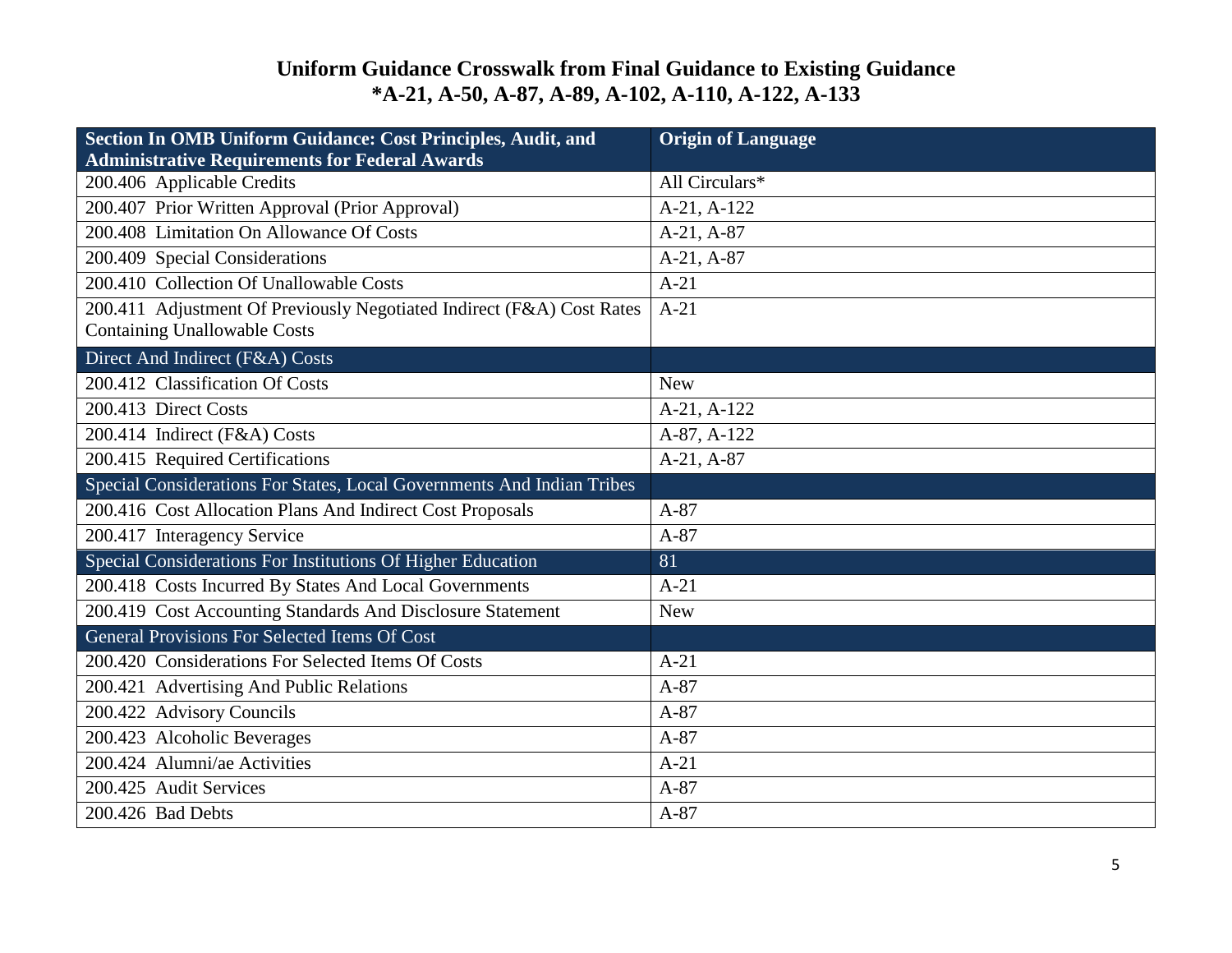# Uniform Guidance Crosswalk from Final Guidance to Existing Guidance
## *A-21, A-50, A-87, A-89, A-102, A-110, A-122, A-133

| Section In OMB Uniform Guidance: Cost Principles, Audit, and Administrative Requirements for Federal Awards | Origin of Language |
|---|---|
| 200.406 Applicable Credits | All Circulars* |
| 200.407 Prior Written Approval (Prior Approval) | A-21, A-122 |
| 200.408 Limitation On Allowance Of Costs | A-21, A-87 |
| 200.409 Special Considerations | A-21, A-87 |
| 200.410 Collection Of Unallowable Costs | A-21 |
| 200.411 Adjustment Of Previously Negotiated Indirect (F&A) Cost Rates Containing Unallowable Costs | A-21 |
| Direct And Indirect (F&A) Costs | |
| 200.412 Classification Of Costs | New |
| 200.413 Direct Costs | A-21, A-122 |
| 200.414 Indirect (F&A) Costs | A-87, A-122 |
| 200.415 Required Certifications | A-21, A-87 |
| Special Considerations For States, Local Governments And Indian Tribes | |
| 200.416 Cost Allocation Plans And Indirect Cost Proposals | A-87 |
| 200.417 Interagency Service | A-87 |
| Special Considerations For Institutions Of Higher Education | 81 |
| 200.418 Costs Incurred By States And Local Governments | A-21 |
| 200.419 Cost Accounting Standards And Disclosure Statement | New |
| General Provisions For Selected Items Of Cost | |
| 200.420 Considerations For Selected Items Of Costs | A-21 |
| 200.421 Advertising And Public Relations | A-87 |
| 200.422 Advisory Councils | A-87 |
| 200.423 Alcoholic Beverages | A-87 |
| 200.424 Alumni/ae Activities | A-21 |
| 200.425 Audit Services | A-87 |
| 200.426 Bad Debts | A-87 |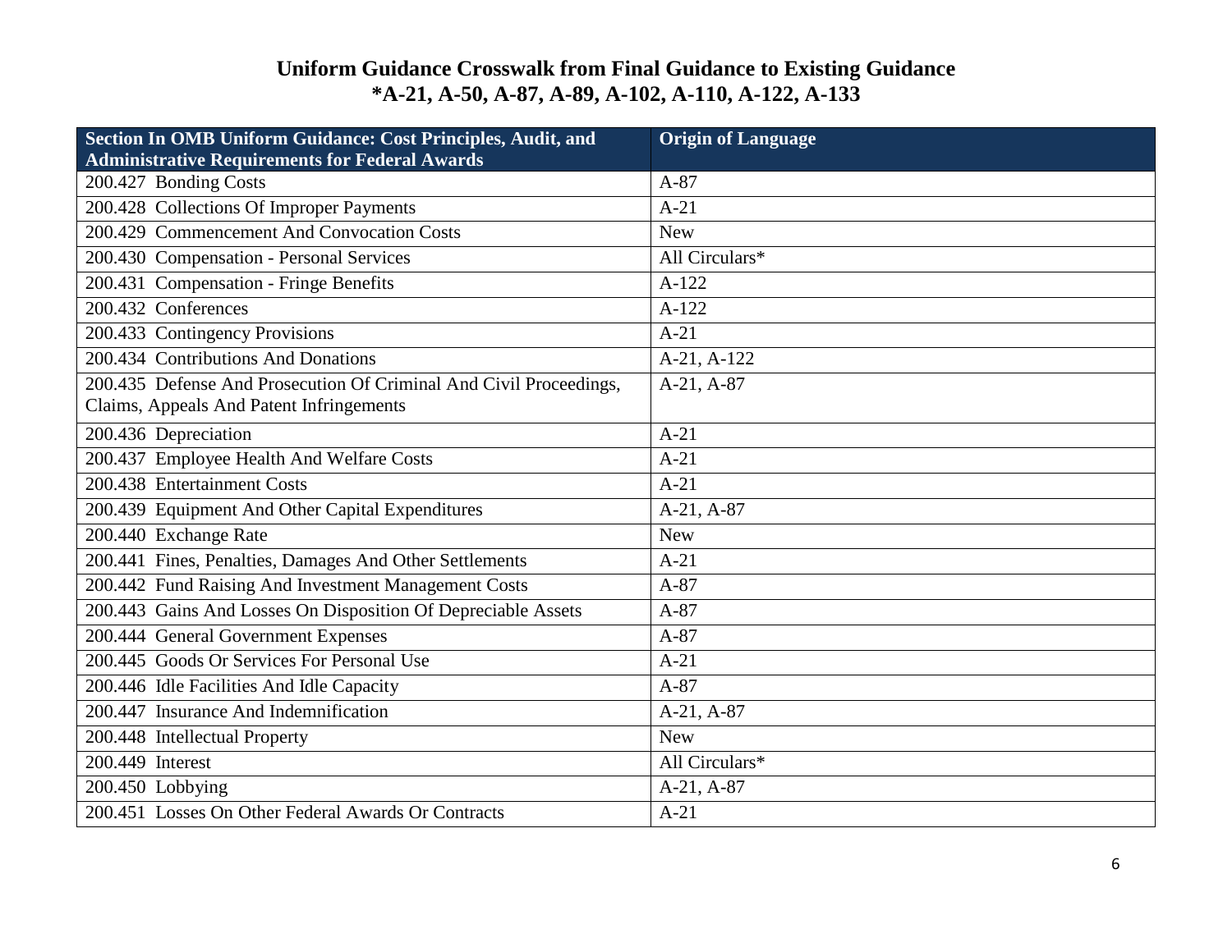# Uniform Guidance Crosswalk from Final Guidance to Existing Guidance
## *A-21, A-50, A-87, A-89, A-102, A-110, A-122, A-133

| Section In OMB Uniform Guidance: Cost Principles, Audit, and Administrative Requirements for Federal Awards | Origin of Language |
|---|---|
| 200.427 Bonding Costs | A-87 |
| 200.428 Collections Of Improper Payments | A-21 |
| 200.429 Commencement And Convocation Costs | New |
| 200.430 Compensation - Personal Services | All Circulars* |
| 200.431 Compensation - Fringe Benefits | A-122 |
| 200.432 Conferences | A-122 |
| 200.433 Contingency Provisions | A-21 |
| 200.434 Contributions And Donations | A-21, A-122 |
| 200.435 Defense And Prosecution Of Criminal And Civil Proceedings, Claims, Appeals And Patent Infringements | A-21, A-87 |
| 200.436 Depreciation | A-21 |
| 200.437 Employee Health And Welfare Costs | A-21 |
| 200.438 Entertainment Costs | A-21 |
| 200.439 Equipment And Other Capital Expenditures | A-21, A-87 |
| 200.440 Exchange Rate | New |
| 200.441 Fines, Penalties, Damages And Other Settlements | A-21 |
| 200.442 Fund Raising And Investment Management Costs | A-87 |
| 200.443 Gains And Losses On Disposition Of Depreciable Assets | A-87 |
| 200.444 General Government Expenses | A-87 |
| 200.445 Goods Or Services For Personal Use | A-21 |
| 200.446 Idle Facilities And Idle Capacity | A-87 |
| 200.447 Insurance And Indemnification | A-21, A-87 |
| 200.448 Intellectual Property | New |
| 200.449 Interest | All Circulars* |
| 200.450 Lobbying | A-21, A-87 |
| 200.451 Losses On Other Federal Awards Or Contracts | A-21 |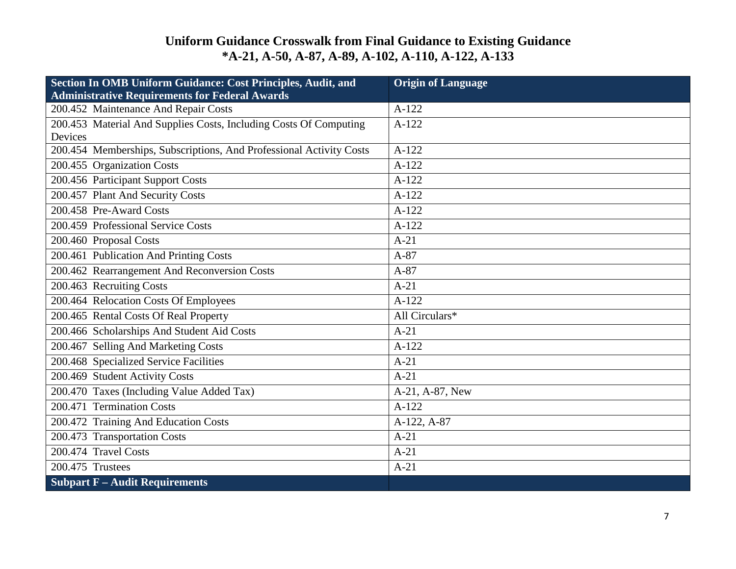# Uniform Guidance Crosswalk from Final Guidance to Existing Guidance
## *A-21, A-50, A-87, A-89, A-102, A-110, A-122, A-133

| Section In OMB Uniform Guidance: Cost Principles, Audit, and Administrative Requirements for Federal Awards | Origin of Language |
|---|---|
| 200.452 Maintenance And Repair Costs | A-122 |
| 200.453 Material And Supplies Costs, Including Costs Of Computing Devices | A-122 |
| 200.454 Memberships, Subscriptions, And Professional Activity Costs | A-122 |
| 200.455 Organization Costs | A-122 |
| 200.456 Participant Support Costs | A-122 |
| 200.457 Plant And Security Costs | A-122 |
| 200.458 Pre-Award Costs | A-122 |
| 200.459 Professional Service Costs | A-122 |
| 200.460 Proposal Costs | A-21 |
| 200.461 Publication And Printing Costs | A-87 |
| 200.462 Rearrangement And Reconversion Costs | A-87 |
| 200.463 Recruiting Costs | A-21 |
| 200.464 Relocation Costs Of Employees | A-122 |
| 200.465 Rental Costs Of Real Property | All Circulars* |
| 200.466 Scholarships And Student Aid Costs | A-21 |
| 200.467 Selling And Marketing Costs | A-122 |
| 200.468 Specialized Service Facilities | A-21 |
| 200.469 Student Activity Costs | A-21 |
| 200.470 Taxes (Including Value Added Tax) | A-21, A-87, New |
| 200.471 Termination Costs | A-122 |
| 200.472 Training And Education Costs | A-122, A-87 |
| 200.473 Transportation Costs | A-21 |
| 200.474 Travel Costs | A-21 |
| 200.475 Trustees | A-21 |
| **Subpart F – Audit Requirements** | |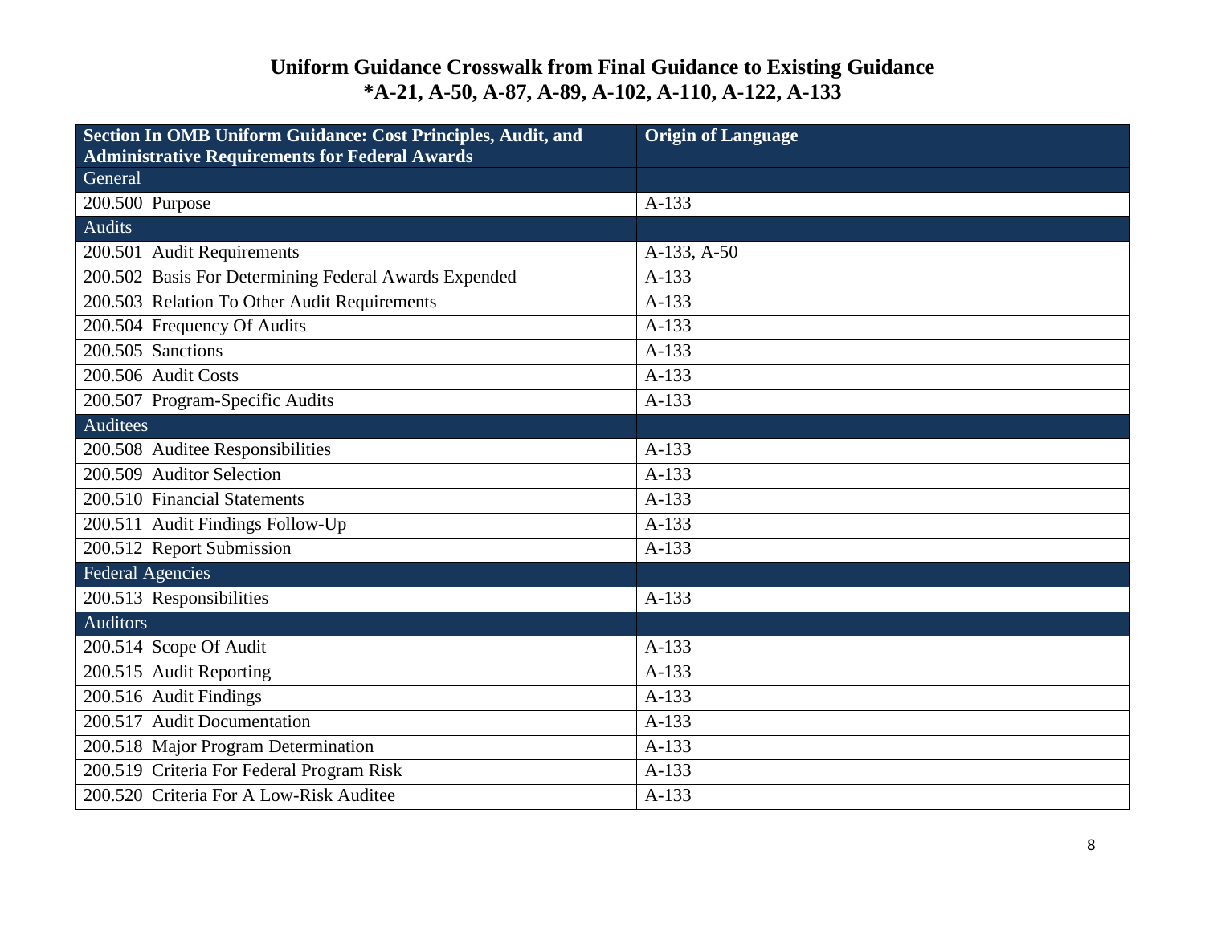# Uniform Guidance Crosswalk from Final Guidance to Existing Guidance

## *A-21, A-50, A-87, A-89, A-102, A-110, A-122, A-133

| Section In OMB Uniform Guidance: Cost Principles, Audit, and Administrative Requirements for Federal Awards | Origin of Language |
|---|---|
| **General** | |
| 200.500 Purpose | A-133 |
| **Audits** | |
| 200.501 Audit Requirements | A-133, A-50 |
| 200.502 Basis For Determining Federal Awards Expended | A-133 |
| 200.503 Relation To Other Audit Requirements | A-133 |
| 200.504 Frequency Of Audits | A-133 |
| 200.505 Sanctions | A-133 |
| 200.506 Audit Costs | A-133 |
| 200.507 Program-Specific Audits | A-133 |
| **Auditees** | |
| 200.508 Auditee Responsibilities | A-133 |
| 200.509 Auditor Selection | A-133 |
| 200.510 Financial Statements | A-133 |
| 200.511 Audit Findings Follow-Up | A-133 |
| 200.512 Report Submission | A-133 |
| **Federal Agencies** | |
| 200.513 Responsibilities | A-133 |
| **Auditors** | |
| 200.514 Scope Of Audit | A-133 |
| 200.515 Audit Reporting | A-133 |
| 200.516 Audit Findings | A-133 |
| 200.517 Audit Documentation | A-133 |
| 200.518 Major Program Determination | A-133 |
| 200.519 Criteria For Federal Program Risk | A-133 |
| 200.520 Criteria For A Low-Risk Auditee | A-133 |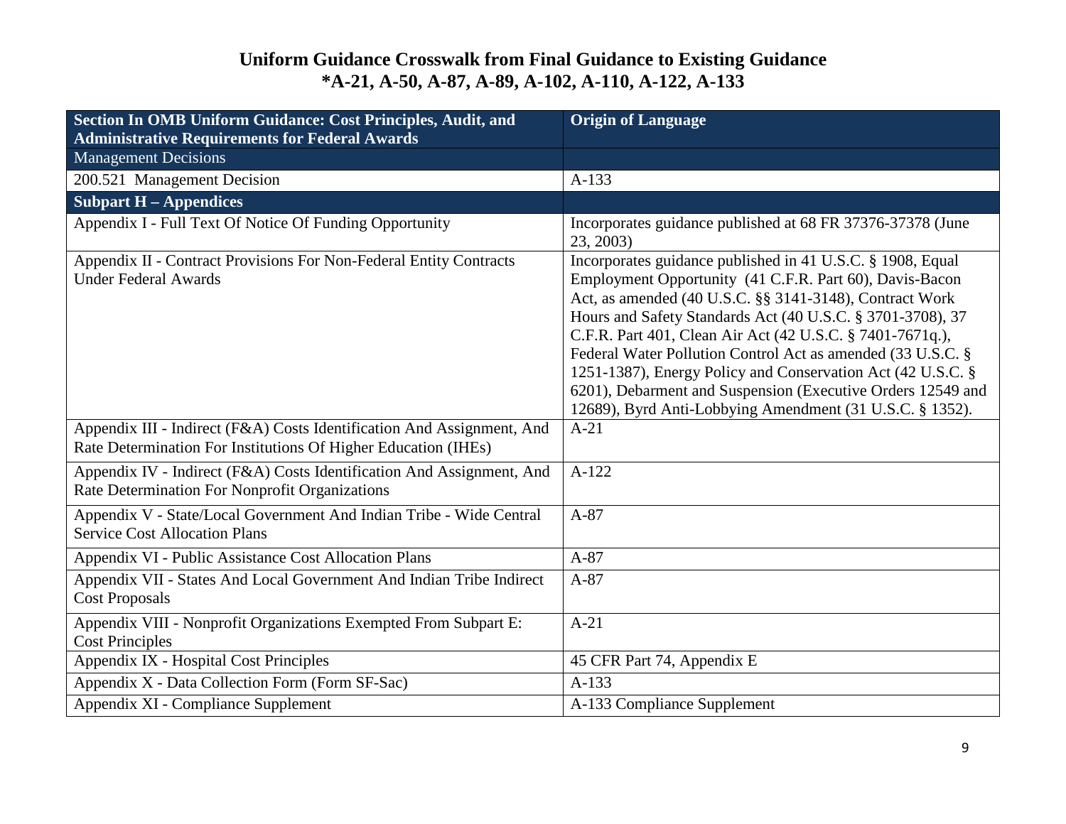# Uniform Guidance Crosswalk from Final Guidance to Existing Guidance
## *A-21, A-50, A-87, A-89, A-102, A-110, A-122, A-133

| Section In OMB Uniform Guidance: Cost Principles, Audit, and Administrative Requirements for Federal Awards | Origin of Language |
| --- | --- |
| Management Decisions | |
| 200.521 Management Decision | A-133 |
| **Subpart H – Appendices** | |
| Appendix I - Full Text Of Notice Of Funding Opportunity | Incorporates guidance published at 68 FR 37376-37378 (June 23, 2003) |
| Appendix II - Contract Provisions For Non-Federal Entity Contracts Under Federal Awards | Incorporates guidance published in 41 U.S.C. § 1908, Equal Employment Opportunity (41 C.F.R. Part 60), Davis-Bacon Act, as amended (40 U.S.C. §§ 3141-3148), Contract Work Hours and Safety Standards Act (40 U.S.C. § 3701-3708), 37 C.F.R. Part 401, Clean Air Act (42 U.S.C. § 7401-7671q.), Federal Water Pollution Control Act as amended (33 U.S.C. § 1251-1387), Energy Policy and Conservation Act (42 U.S.C. § 6201), Debarment and Suspension (Executive Orders 12549 and 12689), Byrd Anti-Lobbying Amendment (31 U.S.C. § 1352). |
| Appendix III - Indirect (F&A) Costs Identification And Assignment, And Rate Determination For Institutions Of Higher Education (IHEs) | A-21 |
| Appendix IV - Indirect (F&A) Costs Identification And Assignment, And Rate Determination For Nonprofit Organizations | A-122 |
| Appendix V - State/Local Government And Indian Tribe - Wide Central Service Cost Allocation Plans | A-87 |
| Appendix VI - Public Assistance Cost Allocation Plans | A-87 |
| Appendix VII - States And Local Government And Indian Tribe Indirect Cost Proposals | A-87 |
| Appendix VIII - Nonprofit Organizations Exempted From Subpart E: Cost Principles | A-21 |
| Appendix IX - Hospital Cost Principles | 45 CFR Part 74, Appendix E |
| Appendix X - Data Collection Form (Form SF-Sac) | A-133 |
| Appendix XI - Compliance Supplement | A-133 Compliance Supplement |